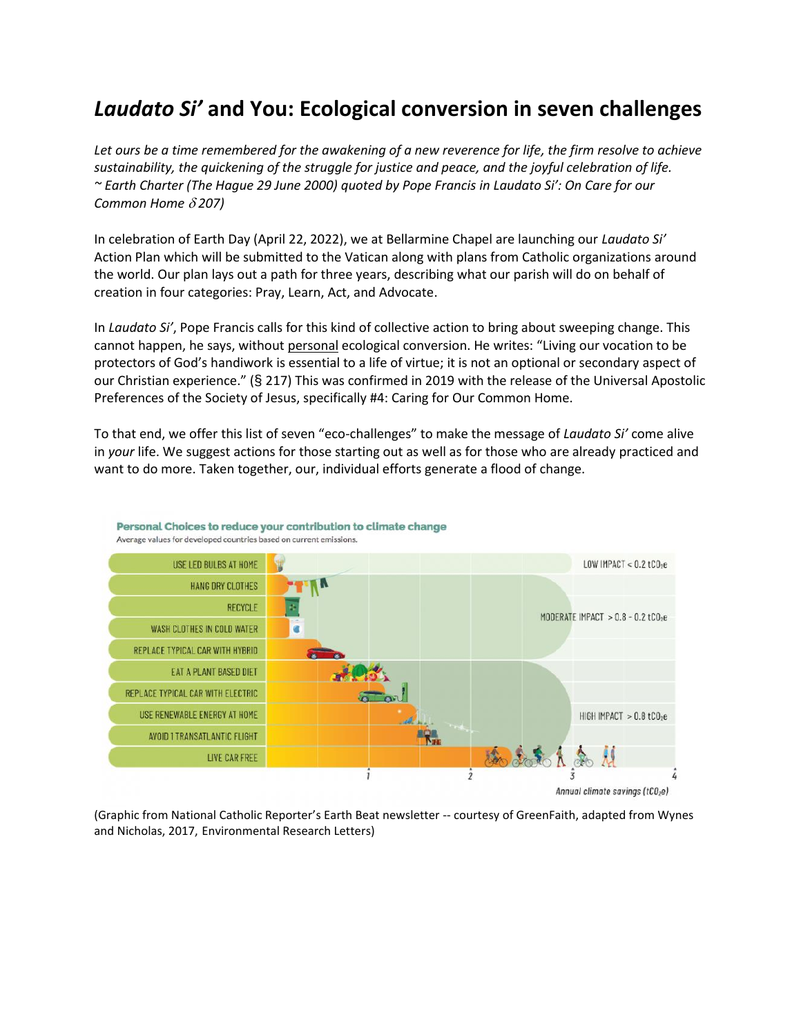# *Laudato Si'* and You: Ecological conversion in seven challenges

*Let ours be a time remembered for the awakening of a new reverence for life, the firm resolve to achieve sustainability, the quickening of the struggle for justice and peace, and the joyful celebration of life. ~ Earth Charter (The Hague 29 June 2000) quoted by Pope Francis in Laudato Si': On Care for our Common Home* $\delta$ *207)*

In celebration of Earth Day (April 22, 2022), we at Bellarmine Chapel are launching our *Laudato Si'* Action Plan which will be submitted to the Vatican along with plans from Catholic organizations around the world. Our plan lays out a path for three years, describing what our parish will do on behalf of creation in four categories: Pray, Learn, Act, and Advocate.

In *Laudato Si'*, Pope Francis calls for this kind of collective action to bring about sweeping change. This cannot happen, he says, without <u>personal</u> ecological conversion. He writes: "Living our vocation to be protectors of God's handiwork is essential to a life of virtue; it is not an optional or secondary aspect of our Christian experience." (§ 217) This was confirmed in 2019 with the release of the Universal Apostolic Preferences of the Society of Jesus, specifically #4: Caring for Our Common Home.

To that end, we offer this list of seven "eco-challenges" to make the message of *Laudato Si'* come alive in *your* life. We suggest actions for those starting out as well as for those who are already practiced and want to do more. Taken together, our, individual efforts generate a flood of change.

**Personal Choices to reduce your contribution to climate change**
Average values for developed countries based on current emissions.

| Action | Impact |
|---|---|
| USE LED BULBS AT HOME | LOW IMPACT < 0.2 $tCO_2e$ |
| HANG DRY CLOTHES | MODERATE IMPACT > 0.8 – 0.2 $tCO_2e$ |
| RECYCLE | MODERATE IMPACT > 0.8 – 0.2 $tCO_2e$ |
| WASH CLOTHES IN COLD WATER | MODERATE IMPACT > 0.8 – 0.2 $tCO_2e$ |
| REPLACE TYPICAL CAR WITH HYBRID | MODERATE IMPACT > 0.8 – 0.2 $tCO_2e$ |
| EAT A PLANT BASED DIET | HIGH IMPACT > 0.8 $tCO_2e$ |
| REPLACE TYPICAL CAR WITH ELECTRIC | HIGH IMPACT > 0.8 $tCO_2e$ |
| USE RENEWABLE ENERGY AT HOME | HIGH IMPACT > 0.8 $tCO_2e$ |
| AVOID 1 TRANSATLANTIC FLIGHT | HIGH IMPACT > 0.8 $tCO_2e$ |
| LIVE CAR FREE | HIGH IMPACT > 0.8 $tCO_2e$ |

Annual climate savings ($tCO_2e$)

(Graphic from National Catholic Reporter's Earth Beat newsletter -- courtesy of GreenFaith, adapted from Wynes and Nicholas, 2017, Environmental Research Letters)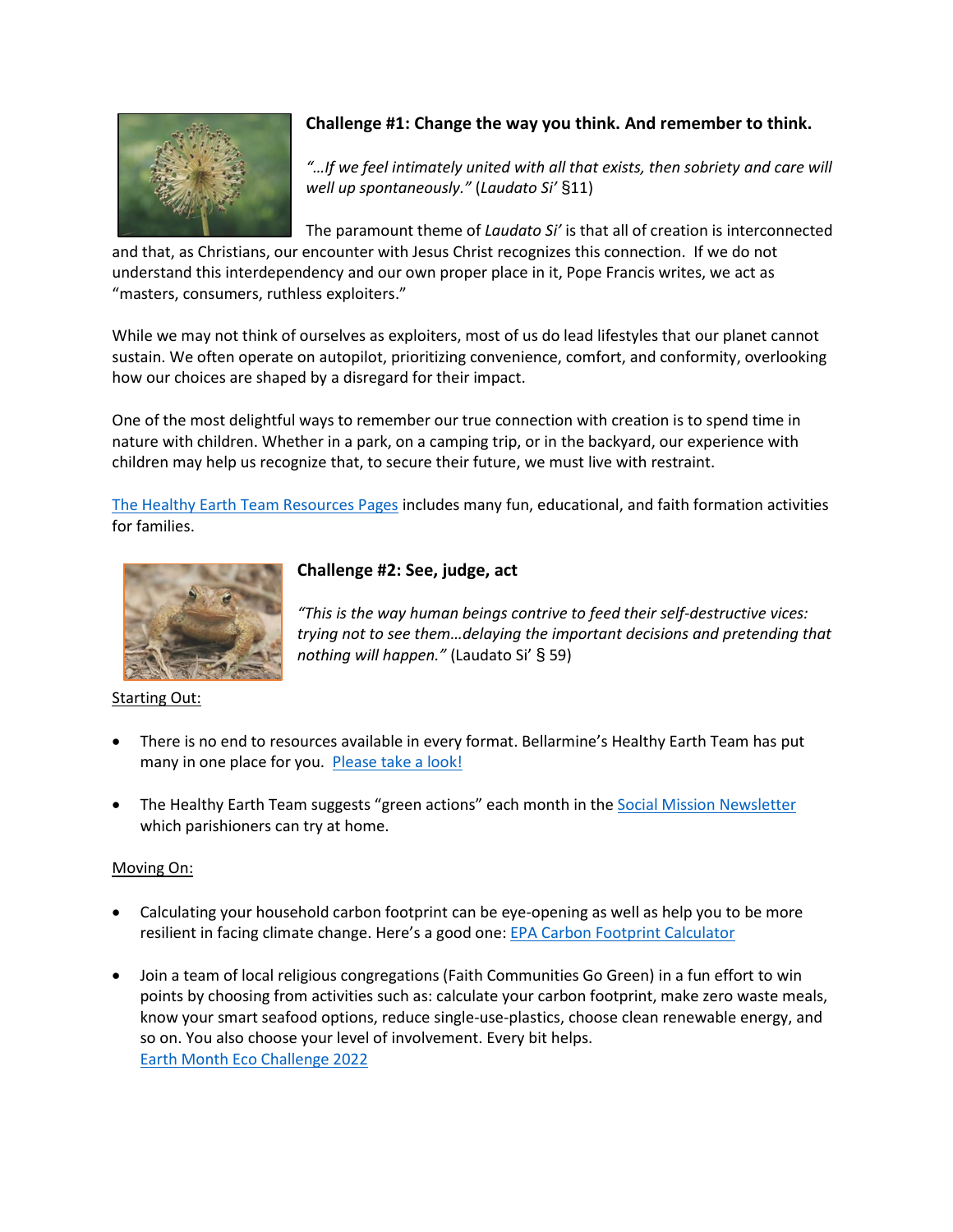**Challenge #1: Change the way you think. And remember to think.**

*"…If we feel intimately united with all that exists, then sobriety and care will well up spontaneously."* (*Laudato Si'* §11)

The paramount theme of *Laudato Si'* is that all of creation is interconnected and that, as Christians, our encounter with Jesus Christ recognizes this connection. If we do not understand this interdependency and our own proper place in it, Pope Francis writes, we act as "masters, consumers, ruthless exploiters."

While we may not think of ourselves as exploiters, most of us do lead lifestyles that our planet cannot sustain. We often operate on autopilot, prioritizing convenience, comfort, and conformity, overlooking how our choices are shaped by a disregard for their impact.

One of the most delightful ways to remember our true connection with creation is to spend time in nature with children. Whether in a park, on a camping trip, or in the backyard, our experience with children may help us recognize that, to secure their future, we must live with restraint.

[The Healthy Earth Team Resources Pages] includes many fun, educational, and faith formation activities for families.

**Challenge #2: See, judge, act**

*"This is the way human beings contrive to feed their self-destructive vices: trying not to see them…delaying the important decisions and pretending that nothing will happen."* (Laudato Si' § 59)

<u>Starting Out:</u>

- There is no end to resources available in every format. Bellarmine's Healthy Earth Team has put many in one place for you. [Please take a look!]

- The Healthy Earth Team suggests "green actions" each month in the [Social Mission Newsletter] which parishioners can try at home.

<u>Moving On:</u>

- Calculating your household carbon footprint can be eye-opening as well as help you to be more resilient in facing climate change. Here's a good one: [EPA Carbon Footprint Calculator]

- Join a team of local religious congregations (Faith Communities Go Green) in a fun effort to win points by choosing from activities such as: calculate your carbon footprint, make zero waste meals, know your smart seafood options, reduce single-use-plastics, choose clean renewable energy, and so on. You also choose your level of involvement. Every bit helps.
  [Earth Month Eco Challenge 2022]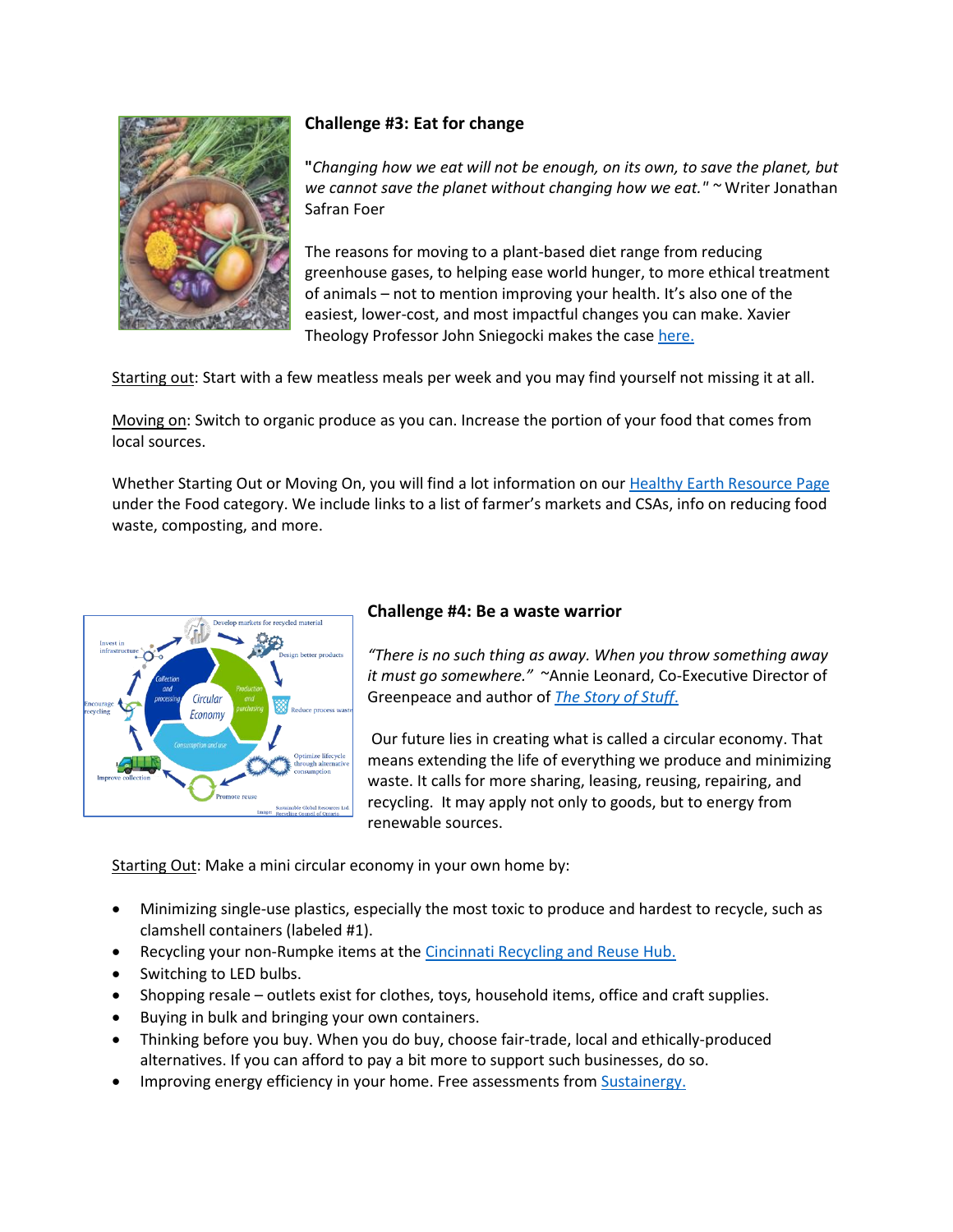**Challenge #3: Eat for change**

"*Changing how we eat will not be enough, on its own, to save the planet, but we cannot save the planet without changing how we eat.*" ~ Writer Jonathan Safran Foer

The reasons for moving to a plant-based diet range from reducing greenhouse gases, to helping ease world hunger, to more ethical treatment of animals – not to mention improving your health. It's also one of the easiest, lower-cost, and most impactful changes you can make. Xavier Theology Professor John Sniegocki makes the case here.

Starting out: Start with a few meatless meals per week and you may find yourself not missing it at all.

Moving on: Switch to organic produce as you can. Increase the portion of your food that comes from local sources.

Whether Starting Out or Moving On, you will find a lot information on our Healthy Earth Resource Page under the Food category. We include links to a list of farmer's markets and CSAs, info on reducing food waste, composting, and more.

**Challenge #4: Be a waste warrior**

*"There is no such thing as away. When you throw something away it must go somewhere."* ~Annie Leonard, Co-Executive Director of Greenpeace and author of *The Story of Stuff*.

Our future lies in creating what is called a circular economy. That means extending the life of everything we produce and minimizing waste. It calls for more sharing, leasing, reusing, repairing, and recycling. It may apply not only to goods, but to energy from renewable sources.

Starting Out: Make a mini circular economy in your own home by:

- Minimizing single-use plastics, especially the most toxic to produce and hardest to recycle, such as clamshell containers (labeled #1).
- Recycling your non-Rumpke items at the Cincinnati Recycling and Reuse Hub.
- Switching to LED bulbs.
- Shopping resale – outlets exist for clothes, toys, household items, office and craft supplies.
- Buying in bulk and bringing your own containers.
- Thinking before you buy. When you do buy, choose fair-trade, local and ethically-produced alternatives. If you can afford to pay a bit more to support such businesses, do so.
- Improving energy efficiency in your home. Free assessments from Sustainergy.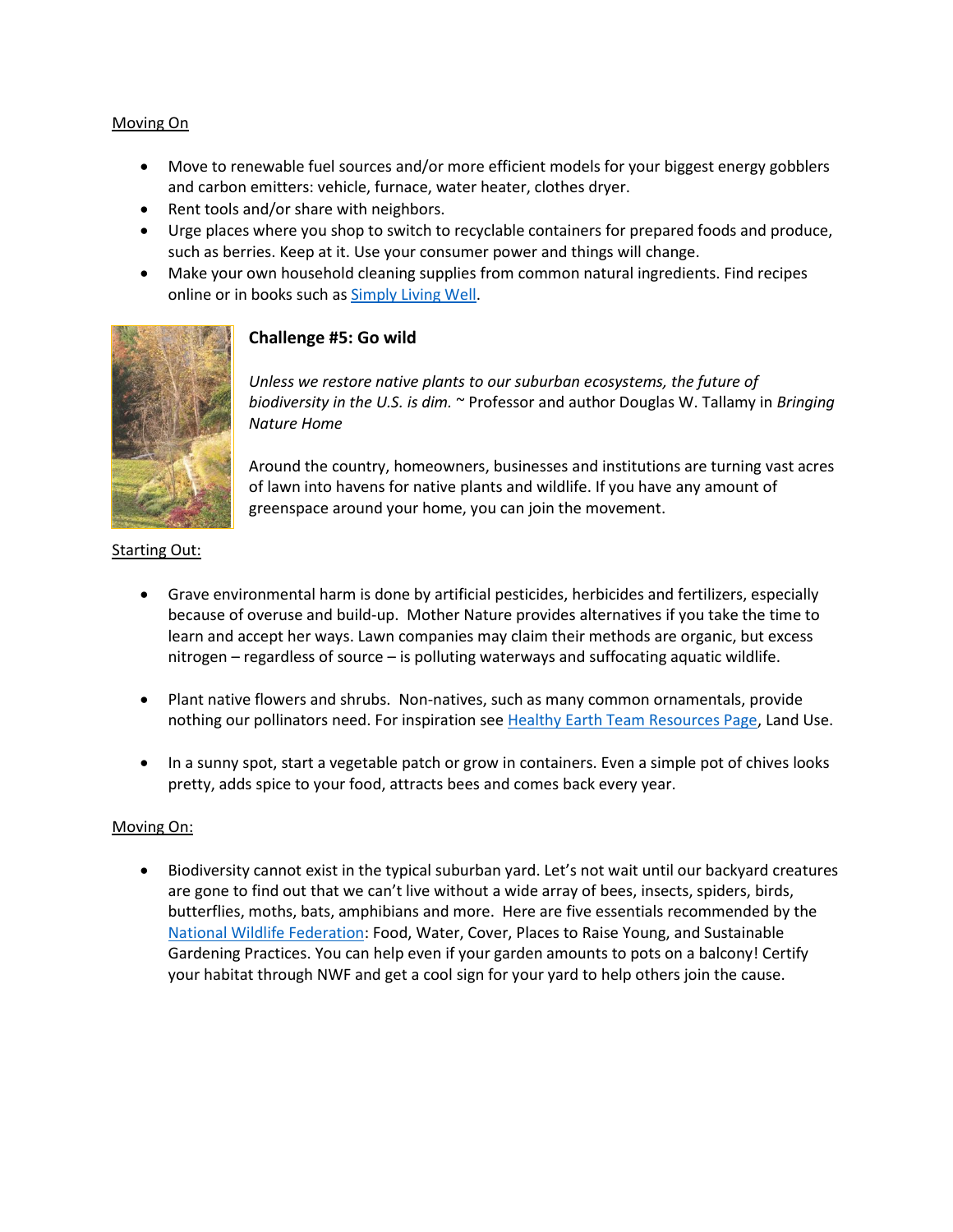Moving On

- Move to renewable fuel sources and/or more efficient models for your biggest energy gobblers and carbon emitters: vehicle, furnace, water heater, clothes dryer.
- Rent tools and/or share with neighbors.
- Urge places where you shop to switch to recyclable containers for prepared foods and produce, such as berries. Keep at it. Use your consumer power and things will change.
- Make your own household cleaning supplies from common natural ingredients. Find recipes online or in books such as Simply Living Well.

## Challenge #5: Go wild

*Unless we restore native plants to our suburban ecosystems, the future of biodiversity in the U.S. is dim.* ~ Professor and author Douglas W. Tallamy in *Bringing Nature Home*

Around the country, homeowners, businesses and institutions are turning vast acres of lawn into havens for native plants and wildlife. If you have any amount of greenspace around your home, you can join the movement.

Starting Out:

- Grave environmental harm is done by artificial pesticides, herbicides and fertilizers, especially because of overuse and build-up. Mother Nature provides alternatives if you take the time to learn and accept her ways. Lawn companies may claim their methods are organic, but excess nitrogen – regardless of source – is polluting waterways and suffocating aquatic wildlife.

- Plant native flowers and shrubs. Non-natives, such as many common ornamentals, provide nothing our pollinators need. For inspiration see Healthy Earth Team Resources Page, Land Use.

- In a sunny spot, start a vegetable patch or grow in containers. Even a simple pot of chives looks pretty, adds spice to your food, attracts bees and comes back every year.

Moving On:

- Biodiversity cannot exist in the typical suburban yard. Let's not wait until our backyard creatures are gone to find out that we can't live without a wide array of bees, insects, spiders, birds, butterflies, moths, bats, amphibians and more. Here are five essentials recommended by the National Wildlife Federation: Food, Water, Cover, Places to Raise Young, and Sustainable Gardening Practices. You can help even if your garden amounts to pots on a balcony! Certify your habitat through NWF and get a cool sign for your yard to help others join the cause.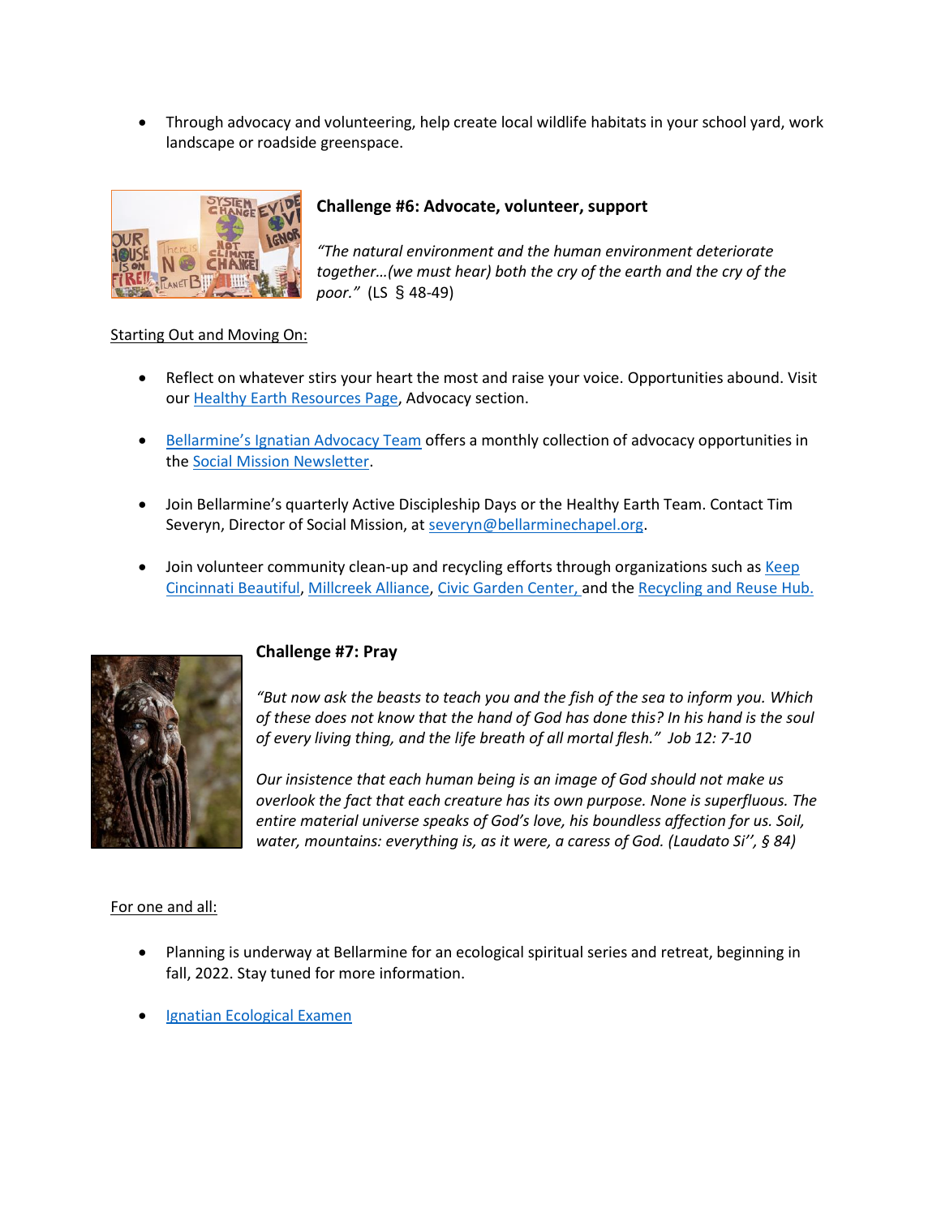- Through advocacy and volunteering, help create local wildlife habitats in your school yard, work landscape or roadside greenspace.

**Challenge #6: Advocate, volunteer, support**

*"The natural environment and the human environment deteriorate together…(we must hear) both the cry of the earth and the cry of the poor."* (LS § 48-49)

Starting Out and Moving On:

- Reflect on whatever stirs your heart the most and raise your voice. Opportunities abound. Visit our Healthy Earth Resources Page, Advocacy section.
- Bellarmine's Ignatian Advocacy Team offers a monthly collection of advocacy opportunities in the Social Mission Newsletter.
- Join Bellarmine's quarterly Active Discipleship Days or the Healthy Earth Team. Contact Tim Severyn, Director of Social Mission, at severyn@bellarminechapel.org.
- Join volunteer community clean-up and recycling efforts through organizations such as Keep Cincinnati Beautiful, Millcreek Alliance, Civic Garden Center, and the Recycling and Reuse Hub.

**Challenge #7: Pray**

*"But now ask the beasts to teach you and the fish of the sea to inform you. Which of these does not know that the hand of God has done this? In his hand is the soul of every living thing, and the life breath of all mortal flesh." Job 12: 7-10*

*Our insistence that each human being is an image of God should not make us overlook the fact that each creature has its own purpose. None is superfluous. The entire material universe speaks of God's love, his boundless affection for us. Soil, water, mountains: everything is, as it were, a caress of God. (Laudato Si'', § 84)*

For one and all:

- Planning is underway at Bellarmine for an ecological spiritual series and retreat, beginning in fall, 2022. Stay tuned for more information.
- Ignatian Ecological Examen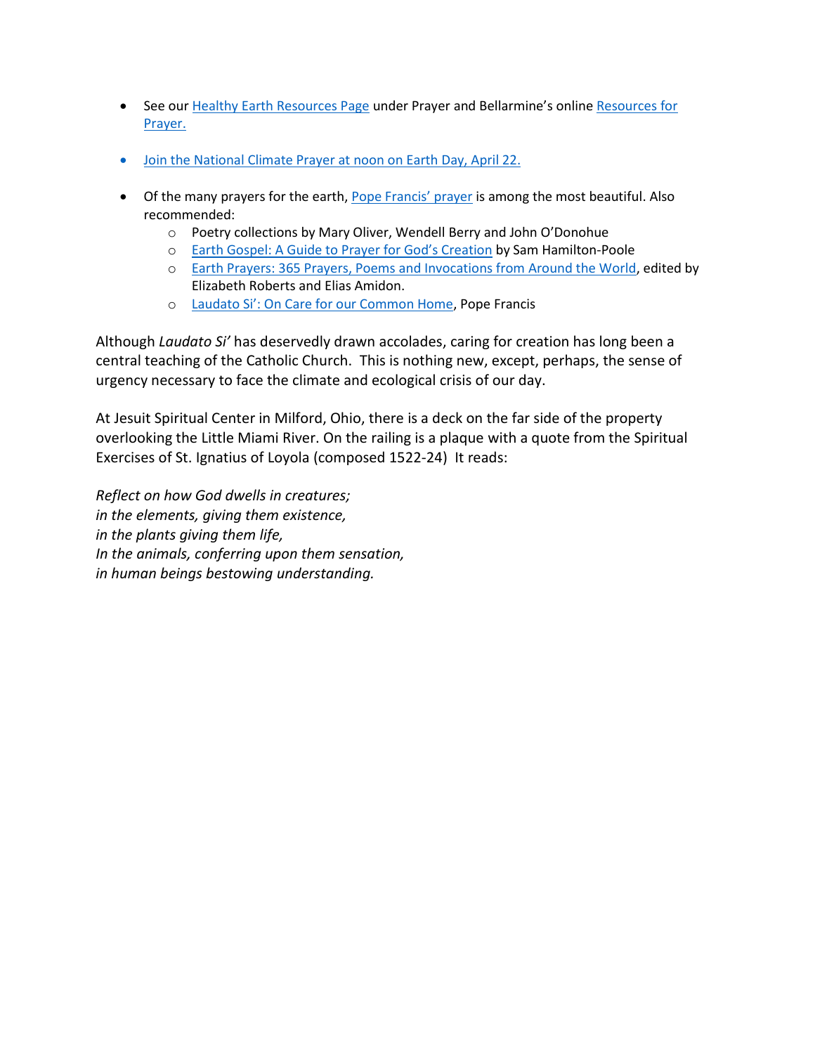- See our Healthy Earth Resources Page under Prayer and Bellarmine's online Resources for Prayer.
- Join the National Climate Prayer at noon on Earth Day, April 22.
- Of the many prayers for the earth, Pope Francis' prayer is among the most beautiful. Also recommended:
  - Poetry collections by Mary Oliver, Wendell Berry and John O'Donohue
  - Earth Gospel: A Guide to Prayer for God's Creation by Sam Hamilton-Poole
  - Earth Prayers: 365 Prayers, Poems and Invocations from Around the World, edited by Elizabeth Roberts and Elias Amidon.
  - Laudato Si': On Care for our Common Home, Pope Francis

Although *Laudato Si'* has deservedly drawn accolades, caring for creation has long been a central teaching of the Catholic Church. This is nothing new, except, perhaps, the sense of urgency necessary to face the climate and ecological crisis of our day.

At Jesuit Spiritual Center in Milford, Ohio, there is a deck on the far side of the property overlooking the Little Miami River. On the railing is a plaque with a quote from the Spiritual Exercises of St. Ignatius of Loyola (composed 1522-24) It reads:

*Reflect on how God dwells in creatures;*
*in the elements, giving them existence,*
*in the plants giving them life,*
*In the animals, conferring upon them sensation,*
*in human beings bestowing understanding.*